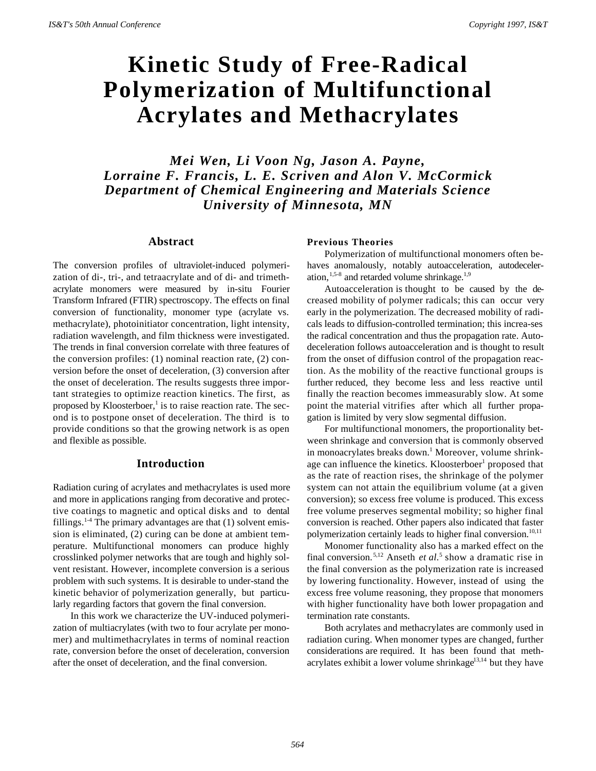# Kinetic Study of Free-Radical Polymerization of Multifunctional Acrylates and Methacrylates

***Mei Wen, Li Voon Ng, Jason A. Payne,***
***Lorraine F. Francis, L. E. Scriven and Alon V. McCormick***
***Department of Chemical Engineering and Materials Science***
***University of Minnesota, MN***

## Abstract

The conversion profiles of ultraviolet-induced polymerization of di-, tri-, and tetraacrylate and of di- and trimethacrylate monomers were measured by in-situ Fourier Transform Infrared (FTIR) spectroscopy. The effects on final conversion of functionality, monomer type (acrylate vs. methacrylate), photoinitiator concentration, light intensity, radiation wavelength, and film thickness were investigated. The trends in final conversion correlate with three features of the conversion profiles: (1) nominal reaction rate, (2) conversion before the onset of deceleration, (3) conversion after the onset of deceleration. The results suggests three important strategies to optimize reaction kinetics. The first, as proposed by Kloosterboer,[1] is to raise reaction rate. The second is to postpone onset of deceleration. The third is to provide conditions so that the growing network is as open and flexible as possible.

## Introduction

Radiation curing of acrylates and methacrylates is used more and more in applications ranging from decorative and protective coatings to magnetic and optical disks and to dental fillings.[1-4] The primary advantages are that (1) solvent emission is eliminated, (2) curing can be done at ambient temperature. Multifunctional monomers can produce highly crosslinked polymer networks that are tough and highly solvent resistant. However, incomplete conversion is a serious problem with such systems. It is desirable to under-stand the kinetic behavior of polymerization generally, but particularly regarding factors that govern the final conversion.

In this work we characterize the UV-induced polymerization of multiacrylates (with two to four acrylate per monomer) and multimethacrylates in terms of nominal reaction rate, conversion before the onset of deceleration, conversion after the onset of deceleration, and the final conversion.

### Previous Theories

Polymerization of multifunctional monomers often behaves anomalously, notably autoacceleration, autodeceleration,[1,5-8] and retarded volume shrinkage.[1,9]

Autoacceleration is thought to be caused by the decreased mobility of polymer radicals; this can occur very early in the polymerization. The decreased mobility of radicals leads to diffusion-controlled termination; this increa-ses the radical concentration and thus the propagation rate. Autodeceleration follows autoacceleration and is thought to result from the onset of diffusion control of the propagation reaction. As the mobility of the reactive functional groups is further reduced, they become less and less reactive until finally the reaction becomes immeasurably slow. At some point the material vitrifies after which all further propagation is limited by very slow segmental diffusion.

For multifunctional monomers, the proportionality between shrinkage and conversion that is commonly observed in monoacrylates breaks down.[1] Moreover, volume shrinkage can influence the kinetics. Kloosterboer[1] proposed that as the rate of reaction rises, the shrinkage of the polymer system can not attain the equilibrium volume (at a given conversion); so excess free volume is produced. This excess free volume preserves segmental mobility; so higher final conversion is reached. Other papers also indicated that faster polymerization certainly leads to higher final conversion.[10,11]

Monomer functionality also has a marked effect on the final conversion.[5,12] Anseth *et al*.[5] show a dramatic rise in the final conversion as the polymerization rate is increased by lowering functionality. However, instead of using the excess free volume reasoning, they propose that monomers with higher functionality have both lower propagation and termination rate constants.

Both acrylates and methacrylates are commonly used in radiation curing. When monomer types are changed, further considerations are required. It has been found that methacrylates exhibit a lower volume shrinkage[13,14] but they have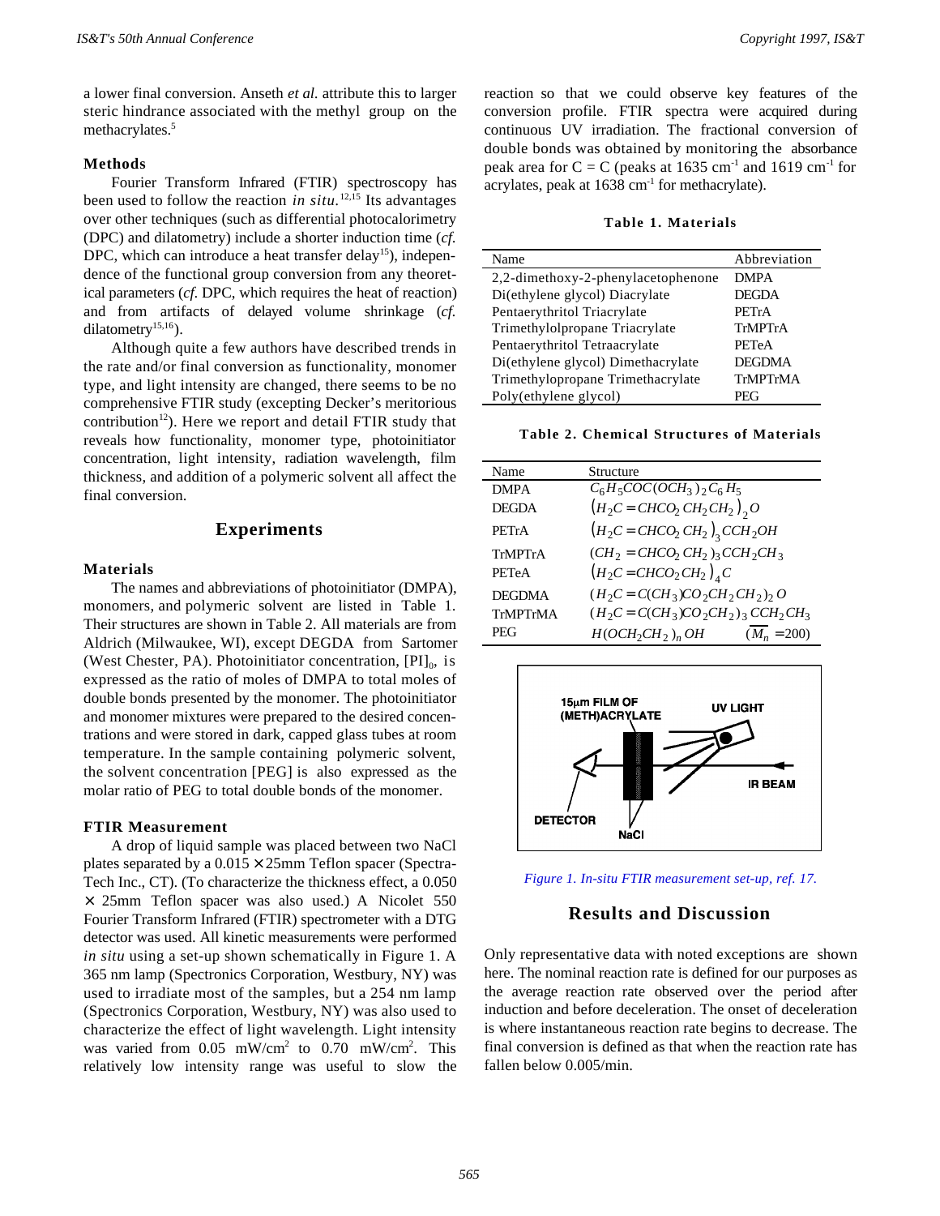a lower final conversion. Anseth *et al.* attribute this to larger steric hindrance associated with the methyl group on the methacrylates.[5]

### Methods

Fourier Transform Infrared (FTIR) spectroscopy has been used to follow the reaction *in situ*.[12,15] Its advantages over other techniques (such as differential photocalorimetry (DPC) and dilatometry) include a shorter induction time (*cf.* DPC, which can introduce a heat transfer delay[15]), independence of the functional group conversion from any theoretical parameters (*cf.* DPC, which requires the heat of reaction) and from artifacts of delayed volume shrinkage (*cf.* dilatometry[15,16]).

Although quite a few authors have described trends in the rate and/or final conversion as functionality, monomer type, and light intensity are changed, there seems to be no comprehensive FTIR study (excepting Decker's meritorious contribution[12]). Here we report and detail FTIR study that reveals how functionality, monomer type, photoinitiator concentration, light intensity, radiation wavelength, film thickness, and addition of a polymeric solvent all affect the final conversion.

## Experiments

### Materials

The names and abbreviations of photoinitiator (DMPA), monomers, and polymeric solvent are listed in Table 1. Their structures are shown in Table 2. All materials are from Aldrich (Milwaukee, WI), except DEGDA from Sartomer (West Chester, PA). Photoinitiator concentration, $[PI]_0$, is expressed as the ratio of moles of DMPA to total moles of double bonds presented by the monomer. The photoinitiator and monomer mixtures were prepared to the desired concentrations and were stored in dark, capped glass tubes at room temperature. In the sample containing polymeric solvent, the solvent concentration [PEG] is also expressed as the molar ratio of PEG to total double bonds of the monomer.

### FTIR Measurement

A drop of liquid sample was placed between two NaCl plates separated by a 0.015 × 25mm Teflon spacer (Spectra-Tech Inc., CT). (To characterize the thickness effect, a 0.050 × 25mm Teflon spacer was also used.) A Nicolet 550 Fourier Transform Infrared (FTIR) spectrometer with a DTG detector was used. All kinetic measurements were performed *in situ* using a set-up shown schematically in Figure 1. A 365 nm lamp (Spectronics Corporation, Westbury, NY) was used to irradiate most of the samples, but a 254 nm lamp (Spectronics Corporation, Westbury, NY) was also used to characterize the effect of light wavelength. Light intensity was varied from 0.05 mW/cm$^2$ to 0.70 mW/cm$^2$. This relatively low intensity range was useful to slow the reaction so that we could observe key features of the conversion profile. FTIR spectra were acquired during continuous UV irradiation. The fractional conversion of double bonds was obtained by monitoring the absorbance peak area for C = C (peaks at 1635 cm$^{-1}$ and 1619 cm$^{-1}$ for acrylates, peak at 1638 cm$^{-1}$ for methacrylate).

**Table 1. Materials**

| Name | Abbreviation |
|---|---|
| 2,2-dimethoxy-2-phenylacetophenone | DMPA |
| Di(ethylene glycol) Diacrylate | DEGDA |
| Pentaerythritol Triacrylate | PETrA |
| Trimethylolpropane Triacrylate | TrMPTrA |
| Pentaerythritol Tetraacrylate | PETeA |
| Di(ethylene glycol) Dimethacrylate | DEGDMA |
| Trimethylopropane Trimethacrylate | TrMPTrMA |
| Poly(ethylene glycol) | PEG |

**Table 2. Chemical Structures of Materials**

| Name | Structure |
|---|---|
| DMPA | $C_6H_5COC(OCH_3)_2C_6H_5$ |
| DEGDA | $(H_2C=CHCO_2CH_2CH_2)_2O$ |
| PETrA | $(H_2C=CHCO_2CH_2)_3CCH_2OH$ |
| TrMPTrA | $(CH_2=CHCO_2CH_2)_3CCH_2CH_3$ |
| PETeA | $(H_2C=CHCO_2CH_2)_4C$ |
| DEGDMA | $(H_2C=C(CH_3)CO_2CH_2CH_2)_2O$ |
| TrMPTrMA | $(H_2C=C(CH_3)CO_2CH_2)_3CCH_2CH_3$ |
| PEG | $H(OCH_2CH_2)_nOH$ $(\overline{M_n}=200)$ |

*Figure 1. In-situ FTIR measurement set-up, ref. 17.*

## Results and Discussion

Only representative data with noted exceptions are shown here. The nominal reaction rate is defined for our purposes as the average reaction rate observed over the period after induction and before deceleration. The onset of deceleration is where instantaneous reaction rate begins to decrease. The final conversion is defined as that when the reaction rate has fallen below 0.005/min.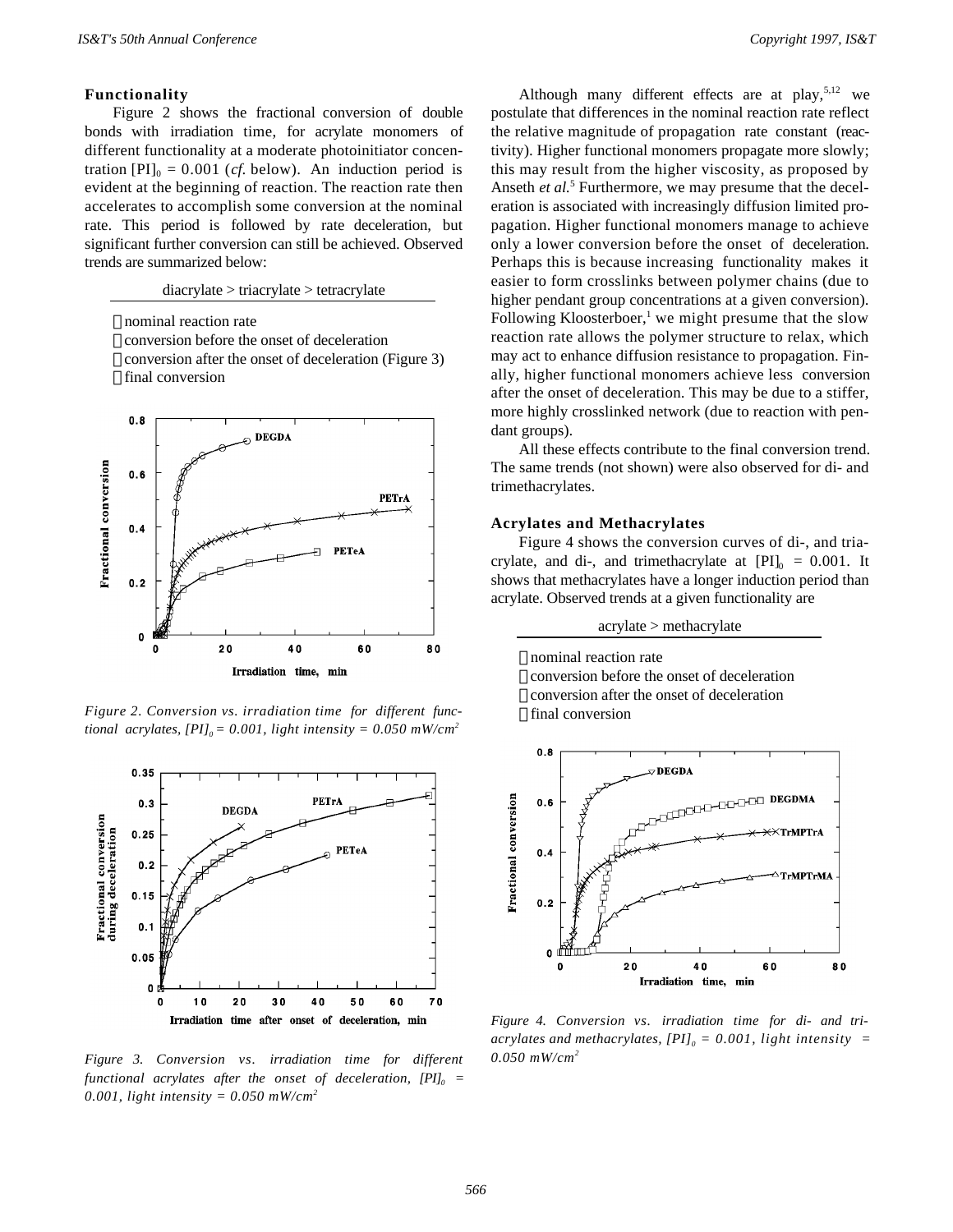## Functionality

Figure 2 shows the fractional conversion of double bonds with irradiation time, for acrylate monomers of different functionality at a moderate photoinitiator concentration $[PI]_0 = 0.001$ (*cf.* below). An induction period is evident at the beginning of reaction. The reaction rate then accelerates to accomplish some conversion at the nominal rate. This period is followed by rate deceleration, but significant further conversion can still be achieved. Observed trends are summarized below:

diacrylate > triacrylate > tetracrylate

- nominal reaction rate
- conversion before the onset of deceleration
- conversion after the onset of deceleration (Figure 3)
- final conversion

*Figure 2. Conversion vs. irradiation time for different functional acrylates, $[PI]_0 = 0.001$, light intensity = 0.050 mW/cm$^2$*

*Figure 3. Conversion vs. irradiation time for different functional acrylates after the onset of deceleration, $[PI]_0 = 0.001$, light intensity = 0.050 mW/cm$^2$*

Although many different effects are at play,[5,12] we postulate that differences in the nominal reaction rate reflect the relative magnitude of propagation rate constant (reactivity). Higher functional monomers propagate more slowly; this may result from the higher viscosity, as proposed by Anseth *et al.*[5] Furthermore, we may presume that the deceleration is associated with increasingly diffusion limited propagation. Higher functional monomers manage to achieve only a lower conversion before the onset of deceleration. Perhaps this is because increasing functionality makes it easier to form crosslinks between polymer chains (due to higher pendant group concentrations at a given conversion). Following Kloosterboer,[1] we might presume that the slow reaction rate allows the polymer structure to relax, which may act to enhance diffusion resistance to propagation. Finally, higher functional monomers achieve less conversion after the onset of deceleration. This may be due to a stiffer, more highly crosslinked network (due to reaction with pendant groups).

All these effects contribute to the final conversion trend. The same trends (not shown) were also observed for di- and trimethacrylates.

## Acrylates and Methacrylates

Figure 4 shows the conversion curves of di-, and triacrylate, and di-, and trimethacrylate at $[PI]_0 = 0.001$. It shows that methacrylates have a longer induction period than acrylate. Observed trends at a given functionality are

acrylate > methacrylate

- nominal reaction rate
- conversion before the onset of deceleration
- conversion after the onset of deceleration
- final conversion

*Figure 4. Conversion vs. irradiation time for di- and triacrylates and methacrylates, $[PI]_0 = 0.001$, light intensity = 0.050 mW/cm$^2$*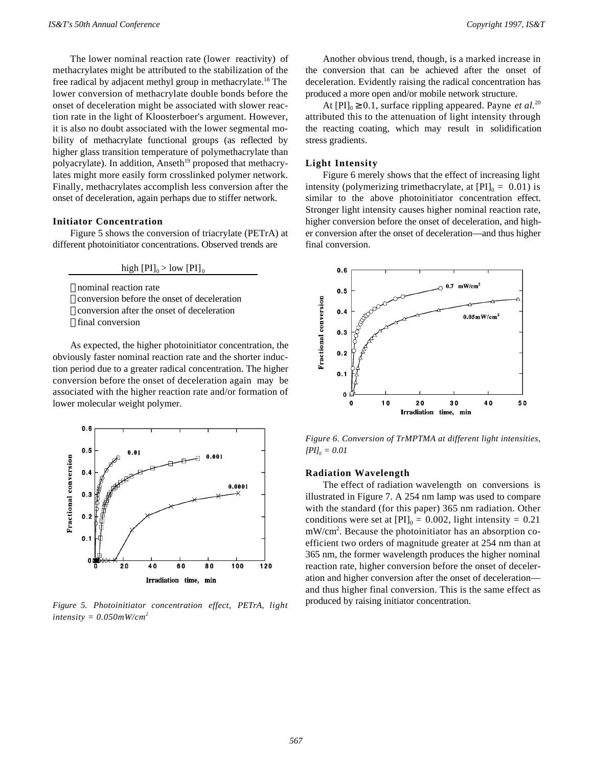The lower nominal reaction rate (lower reactivity) of methacrylates might be attributed to the stabilization of the free radical by adjacent methyl group in methacrylate.[18] The lower conversion of methacrylate double bonds before the onset of deceleration might be associated with slower reaction rate in the light of Kloosterboer's argument. However, it is also no doubt associated with the lower segmental mobility of methacrylate functional groups (as reflected by higher glass transition temperature of polymethacrylate than polyacrylate). In addition, Anseth[19] proposed that methacrylates might more easily form crosslinked polymer network. Finally, methacrylates accomplish less conversion after the onset of deceleration, again perhaps due to stiffer network.

### Initiator Concentration

Figure 5 shows the conversion of triacrylate (PETrA) at different photoinitiator concentrations. Observed trends are

high $[PI]_0$ > low $[PI]_0$

- nominal reaction rate
- conversion before the onset of deceleration
- conversion after the onset of deceleration
- final conversion

As expected, the higher photoinitiator concentration, the obviously faster nominal reaction rate and the shorter induction period due to a greater radical concentration. The higher conversion before the onset of deceleration again may be associated with the higher reaction rate and/or formation of lower molecular weight polymer.

*Figure 5. Photoinitiator concentration effect, PETrA, light intensity = 0.050mW/cm²*

Another obvious trend, though, is a marked increase in the conversion that can be achieved after the onset of deceleration. Evidently raising the radical concentration has produced a more open and/or mobile network structure.

At $[PI]_0 \geq 0.1$, surface rippling appeared. Payne *et al.*[20] attributed this to the attenuation of light intensity through the reacting coating, which may result in solidification stress gradients.

### Light Intensity

Figure 6 merely shows that the effect of increasing light intensity (polymerizing trimethacrylate, at $[PI]_0 = 0.01$) is similar to the above photoinitiator concentration effect. Stronger light intensity causes higher nominal reaction rate, higher conversion before the onset of deceleration, and higher conversion after the onset of deceleration—and thus higher final conversion.

*Figure 6. Conversion of TrMPTMA at different light intensities, $[PI]_0 = 0.01$*

### Radiation Wavelength

The effect of radiation wavelength on conversions is illustrated in Figure 7. A 254 nm lamp was used to compare with the standard (for this paper) 365 nm radiation. Other conditions were set at $[PI]_0 = 0.002$, light intensity = 0.21 mW/cm². Because the photoinitiator has an absorption coefficient two orders of magnitude greater at 254 nm than at 365 nm, the former wavelength produces the higher nominal reaction rate, higher conversion before the onset of deceleration and higher conversion after the onset of deceleration—and thus higher final conversion. This is the same effect as produced by raising initiator concentration.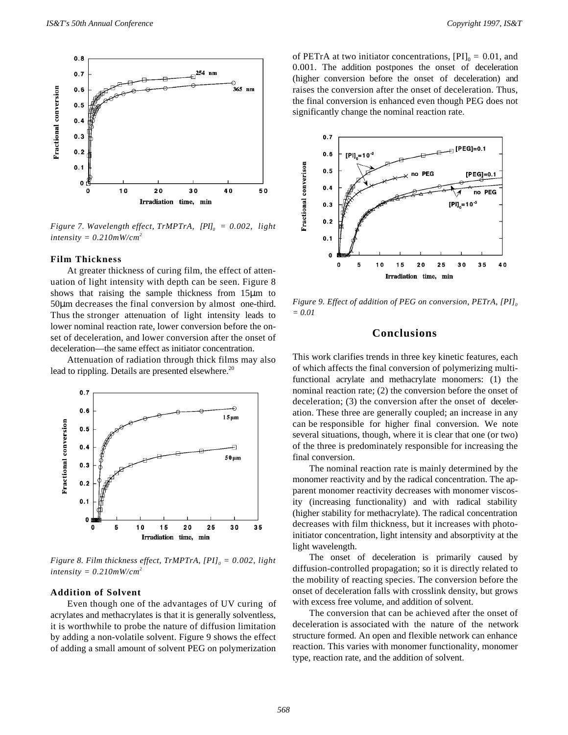*Figure 7. Wavelength effect, TrMPTrA, $[PI]_0 = 0.002$, light intensity = 0.210mW/cm$^2$*

### Film Thickness

At greater thickness of curing film, the effect of attenuation of light intensity with depth can be seen. Figure 8 shows that raising the sample thickness from 15μm to 50μm decreases the final conversion by almost one-third. Thus the stronger attenuation of light intensity leads to lower nominal reaction rate, lower conversion before the onset of deceleration, and lower conversion after the onset of deceleration—the same effect as initiator concentration.

Attenuation of radiation through thick films may also lead to rippling. Details are presented elsewhere.[20]

*Figure 8. Film thickness effect, TrMPTrA, $[PI]_0 = 0.002$, light intensity = 0.210mW/cm$^2$*

### Addition of Solvent

Even though one of the advantages of UV curing of acrylates and methacrylates is that it is generally solventless, it is worthwhile to probe the nature of diffusion limitation by adding a non-volatile solvent. Figure 9 shows the effect of adding a small amount of solvent PEG on polymerization of PETrA at two initiator concentrations, $[PI]_0 = 0.01$, and 0.001. The addition postpones the onset of deceleration (higher conversion before the onset of deceleration) and raises the conversion after the onset of deceleration. Thus, the final conversion is enhanced even though PEG does not significantly change the nominal reaction rate.

*Figure 9. Effect of addition of PEG on conversion, PETrA, $[PI]_0 = 0.01$*

## Conclusions

This work clarifies trends in three key kinetic features, each of which affects the final conversion of polymerizing multifunctional acrylate and methacrylate monomers: (1) the nominal reaction rate; (2) the conversion before the onset of deceleration; (3) the conversion after the onset of deceleration. These three are generally coupled; an increase in any can be responsible for higher final conversion. We note several situations, though, where it is clear that one (or two) of the three is predominately responsible for increasing the final conversion.

The nominal reaction rate is mainly determined by the monomer reactivity and by the radical concentration. The apparent monomer reactivity decreases with monomer viscosity (increasing functionality) and with radical stability (higher stability for methacrylate). The radical concentration decreases with film thickness, but it increases with photoinitiator concentration, light intensity and absorptivity at the light wavelength.

The onset of deceleration is primarily caused by diffusion-controlled propagation; so it is directly related to the mobility of reacting species. The conversion before the onset of deceleration falls with crosslink density, but grows with excess free volume, and addition of solvent.

The conversion that can be achieved after the onset of deceleration is associated with the nature of the network structure formed. An open and flexible network can enhance reaction. This varies with monomer functionality, monomer type, reaction rate, and the addition of solvent.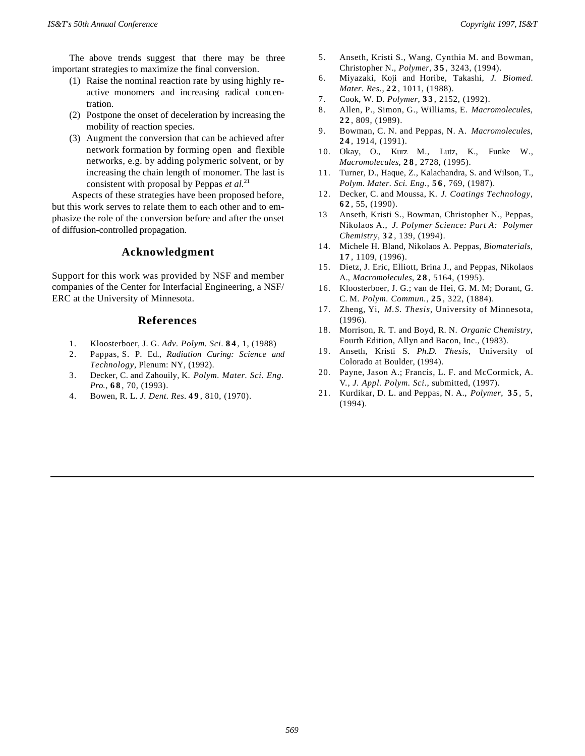The above trends suggest that there may be three important strategies to maximize the final conversion.

(1) Raise the nominal reaction rate by using highly reactive monomers and increasing radical concentration.
(2) Postpone the onset of deceleration by increasing the mobility of reaction species.
(3) Augment the conversion that can be achieved after network formation by forming open and flexible networks, e.g. by adding polymeric solvent, or by increasing the chain length of monomer. The last is consistent with proposal by Peppas *et al.*[21]

Aspects of these strategies have been proposed before, but this work serves to relate them to each other and to emphasize the role of the conversion before and after the onset of diffusion-controlled propagation.

## Acknowledgment

Support for this work was provided by NSF and member companies of the Center for Interfacial Engineering, a NSF/ERC at the University of Minnesota.

## References

1. Kloosterboer, J. G. *Adv. Polym. Sci.* **84**, 1, (1988)
2. Pappas, S. P. Ed., *Radiation Curing: Science and Technology*, Plenum: NY, (1992).
3. Decker, C. and Zahouily, K. *Polym. Mater. Sci. Eng. Pro.*, **68**, 70, (1993).
4. Bowen, R. L. *J. Dent. Res.* **49**, 810, (1970).
5. Anseth, Kristi S., Wang, Cynthia M. and Bowman, Christopher N., *Polymer*, **35**, 3243, (1994).
6. Miyazaki, Koji and Horibe, Takashi, *J. Biomed. Mater. Res.*, **22**, 1011, (1988).
7. Cook, W. D. *Polymer*, **33**, 2152, (1992).
8. Allen, P., Simon, G., Williams, E. *Macromolecules*, **22**, 809, (1989).
9. Bowman, C. N. and Peppas, N. A. *Macromolecules*, **24**, 1914, (1991).
10. Okay, O., Kurz M., Lutz, K., Funke W., *Macromolecules*, **28**, 2728, (1995).
11. Turner, D., Haque, Z., Kalachandra, S. and Wilson, T., *Polym. Mater. Sci. Eng.*, **56**, 769, (1987).
12. Decker, C. and Moussa, K. *J. Coatings Technology*, **62**, 55, (1990).
13. Anseth, Kristi S., Bowman, Christopher N., Peppas, Nikolaos A., *J. Polymer Science: Part A: Polymer Chemistry*, **32**, 139, (1994).
14. Michele H. Bland, Nikolaos A. Peppas, *Biomaterials*, **17**, 1109, (1996).
15. Dietz, J. Eric, Elliott, Brina J., and Peppas, Nikolaos A., *Macromolecules*, **28**, 5164, (1995).
16. Kloosterboer, J. G.; van de Hei, G. M. M; Dorant, G. C. M. *Polym. Commun.*, **25**, 322, (1884).
17. Zheng, Yi, *M.S. Thesis*, University of Minnesota, (1996).
18. Morrison, R. T. and Boyd, R. N. *Organic Chemistry*, Fourth Edition, Allyn and Bacon, Inc., (1983).
19. Anseth, Kristi S. *Ph.D. Thesis*, University of Colorado at Boulder, (1994).
20. Payne, Jason A.; Francis, L. F. and McCormick, A. V., *J. Appl. Polym. Sci.*, submitted, (1997).
21. Kurdikar, D. L. and Peppas, N. A., *Polymer*, **35**, 5, (1994).